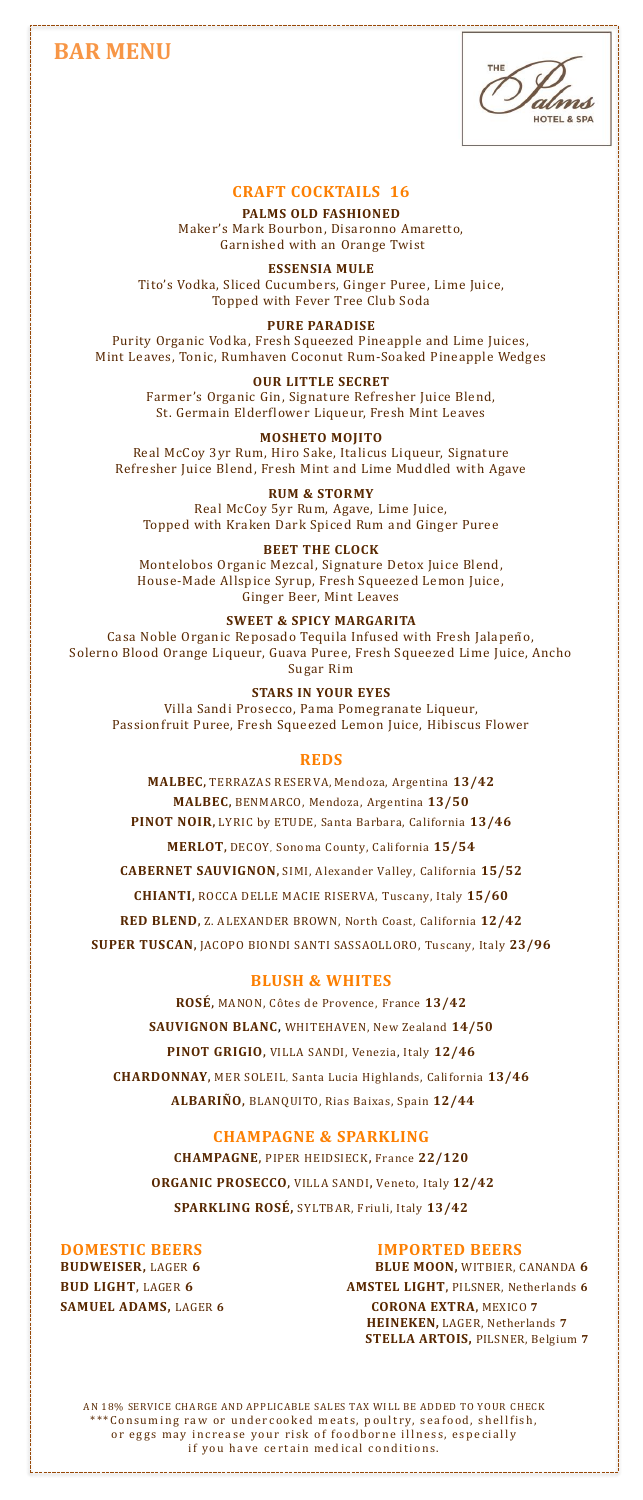# BAR MENU

## CRAFT COCKTAILS 16

**PALMS OLD FASHIONED**
Maker's Mark Bourbon, Disaronno Amaretto, Garnished with an Orange Twist

**ESSENSIA MULE**
Tito's Vodka, Sliced Cucumbers, Ginger Puree, Lime Juice, Topped with Fever Tree Club Soda

**PURE PARADISE**
Purity Organic Vodka, Fresh Squeezed Pineapple and Lime Juices, Mint Leaves, Tonic, Rumhaven Coconut Rum-Soaked Pineapple Wedges

**OUR LITTLE SECRET**
Farmer's Organic Gin, Signature Refresher Juice Blend, St. Germain Elderflower Liqueur, Fresh Mint Leaves

**MOSHETO MOJITO**
Real McCoy 3yr Rum, Hiro Sake, Italicus Liqueur, Signature Refresher Juice Blend, Fresh Mint and Lime Muddled with Agave

**RUM & STORMY**
Real McCoy 5yr Rum, Agave, Lime Juice, Topped with Kraken Dark Spiced Rum and Ginger Puree

**BEET THE CLOCK**
Montelobos Organic Mezcal, Signature Detox Juice Blend, House-Made Allspice Syrup, Fresh Squeezed Lemon Juice, Ginger Beer, Mint Leaves

**SWEET & SPICY MARGARITA**
Casa Noble Organic Reposado Tequila Infused with Fresh Jalapeño, Solerno Blood Orange Liqueur, Guava Puree, Fresh Squeezed Lime Juice, Ancho Sugar Rim

**STARS IN YOUR EYES**
Villa Sandi Prosecco, Pama Pomegranate Liqueur, Passionfruit Puree, Fresh Squeezed Lemon Juice, Hibiscus Flower

## REDS

**MALBEC,** TERRAZAS RESERVA, Mendoza, Argentina **13/42**

**MALBEC,** BENMARCO, Mendoza, Argentina **13/50**

**PINOT NOIR,** LYRIC by ETUDE, Santa Barbara, California **13/46**

**MERLOT,** DECOY, Sonoma County, California **15/54**

**CABERNET SAUVIGNON,** SIMI, Alexander Valley, California **15/52**

**CHIANTI,** ROCCA DELLE MACIE RISERVA, Tuscany, Italy **15/60**

**RED BLEND,** Z. ALEXANDER BROWN, North Coast, California **12/42**

**SUPER TUSCAN,** JACOPO BIONDI SANTI SASSAOLLORO, Tuscany, Italy **23/96**

## BLUSH & WHITES

**ROSÉ,** MANON, Côtes de Provence, France **13/42**

**SAUVIGNON BLANC,** WHITEHAVEN, New Zealand **14/50**

**PINOT GRIGIO,** VILLA SANDI, Venezia, Italy **12/46**

**CHARDONNAY,** MER SOLEIL, Santa Lucia Highlands, California **13/46**

**ALBARIÑO,** BLANQUITO, Rias Baixas, Spain **12/44**

## CHAMPAGNE & SPARKLING

**CHAMPAGNE,** PIPER HEIDSIECK, France **22/120**

**ORGANIC PROSECCO,** VILLA SANDI, Veneto, Italy **12/42**

**SPARKLING ROSÉ,** SYLTBAR, Friuli, Italy **13/42**

## DOMESTIC BEERS

**BUDWEISER,** LAGER **6**

**BUD LIGHT,** LAGER **6**

**SAMUEL ADAMS,** LAGER **6**

## IMPORTED BEERS

**BLUE MOON,** WITBIER, CANANDA **6**

**AMSTEL LIGHT,** PILSNER, Netherlands **6**

**CORONA EXTRA,** MEXICO **7**

**HEINEKEN,** LAGER, Netherlands **7**

**STELLA ARTOIS,** PILSNER, Belgium **7**

AN 18% SERVICE CHARGE AND APPLICABLE SALES TAX WILL BE ADDED TO YOUR CHECK
***Consuming raw or undercooked meats, poultry, seafood, shellfish, or eggs may increase your risk of foodborne illness, especially if you have certain medical conditions.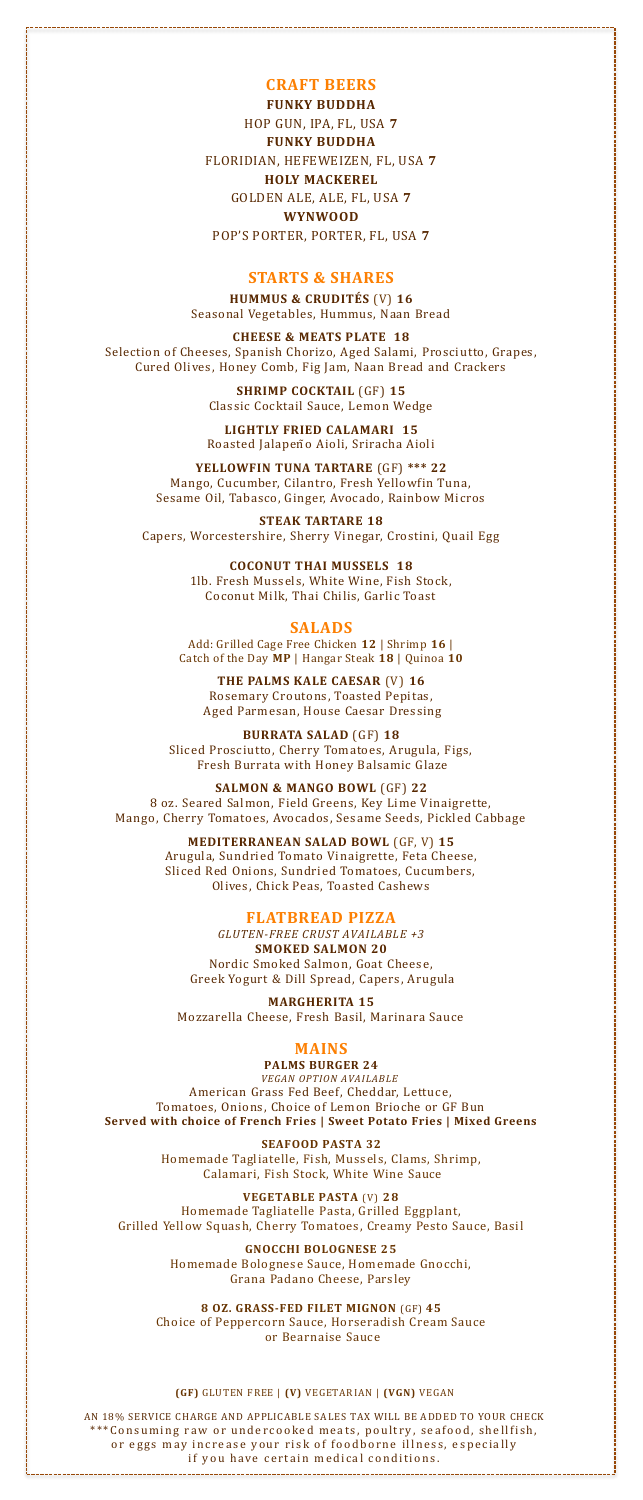## CRAFT BEERS

**FUNKY BUDDHA**
HOP GUN, IPA, FL, USA **7**

**FUNKY BUDDHA**
FLORIDIAN, HEFEWEIZEN, FL, USA **7**

**HOLY MACKEREL**
GOLDEN ALE, ALE, FL, USA **7**

**WYNWOOD**
POP'S PORTER, PORTER, FL, USA **7**

## STARTS & SHARES

**HUMMUS & CRUDITÉS** (V) **16**
Seasonal Vegetables, Hummus, Naan Bread

**CHEESE & MEATS PLATE 18**
Selection of Cheeses, Spanish Chorizo, Aged Salami, Prosciutto, Grapes, Cured Olives, Honey Comb, Fig Jam, Naan Bread and Crackers

**SHRIMP COCKTAIL** (GF) **15**
Classic Cocktail Sauce, Lemon Wedge

**LIGHTLY FRIED CALAMARI 15**
Roasted Jalapeño Aioli, Sriracha Aioli

**YELLOWFIN TUNA TARTARE** (GF) *** **22**
Mango, Cucumber, Cilantro, Fresh Yellowfin Tuna, Sesame Oil, Tabasco, Ginger, Avocado, Rainbow Micros

**STEAK TARTARE 18**
Capers, Worcestershire, Sherry Vinegar, Crostini, Quail Egg

**COCONUT THAI MUSSELS 18**
1lb. Fresh Mussels, White Wine, Fish Stock, Coconut Milk, Thai Chilis, Garlic Toast

## SALADS

Add: Grilled Cage Free Chicken **12** | Shrimp **16** | Catch of the Day **MP** | Hangar Steak **18** | Quinoa **10**

**THE PALMS KALE CAESAR** (V) **16**
Rosemary Croutons, Toasted Pepitas, Aged Parmesan, House Caesar Dressing

**BURRATA SALAD** (GF) **18**
Sliced Prosciutto, Cherry Tomatoes, Arugula, Figs, Fresh Burrata with Honey Balsamic Glaze

**SALMON & MANGO BOWL** (GF) **22**
8 oz. Seared Salmon, Field Greens, Key Lime Vinaigrette, Mango, Cherry Tomatoes, Avocados, Sesame Seeds, Pickled Cabbage

**MEDITERRANEAN SALAD BOWL** (GF, V) **15**
Arugula, Sundried Tomato Vinaigrette, Feta Cheese, Sliced Red Onions, Sundried Tomatoes, Cucumbers, Olives, Chick Peas, Toasted Cashews

## FLATBREAD PIZZA

*GLUTEN-FREE CRUST AVAILABLE +3*

**SMOKED SALMON 20**
Nordic Smoked Salmon, Goat Cheese, Greek Yogurt & Dill Spread, Capers, Arugula

**MARGHERITA 15**
Mozzarella Cheese, Fresh Basil, Marinara Sauce

## MAINS

**PALMS BURGER 24**
*VEGAN OPTION AVAILABLE*
American Grass Fed Beef, Cheddar, Lettuce, Tomatoes, Onions, Choice of Lemon Brioche or GF Bun
**Served with choice of French Fries | Sweet Potato Fries | Mixed Greens**

**SEAFOOD PASTA 32**
Homemade Tagliatelle, Fish, Mussels, Clams, Shrimp, Calamari, Fish Stock, White Wine Sauce

**VEGETABLE PASTA** (V) **28**
Homemade Tagliatelle Pasta, Grilled Eggplant, Grilled Yellow Squash, Cherry Tomatoes, Creamy Pesto Sauce, Basil

**GNOCCHI BOLOGNESE 25**
Homemade Bolognese Sauce, Homemade Gnocchi, Grana Padano Cheese, Parsley

**8 OZ. GRASS-FED FILET MIGNON** (GF) **45**
Choice of Peppercorn Sauce, Horseradish Cream Sauce or Bearnaise Sauce

**(GF)** GLUTEN FREE | **(V)** VEGETARIAN | **(VGN)** VEGAN

AN 18% SERVICE CHARGE AND APPLICABLE SALES TAX WILL BE ADDED TO YOUR CHECK
***Consuming raw or undercooked meats, poultry, seafood, shellfish, or eggs may increase your risk of foodborne illness, especially if you have certain medical conditions.